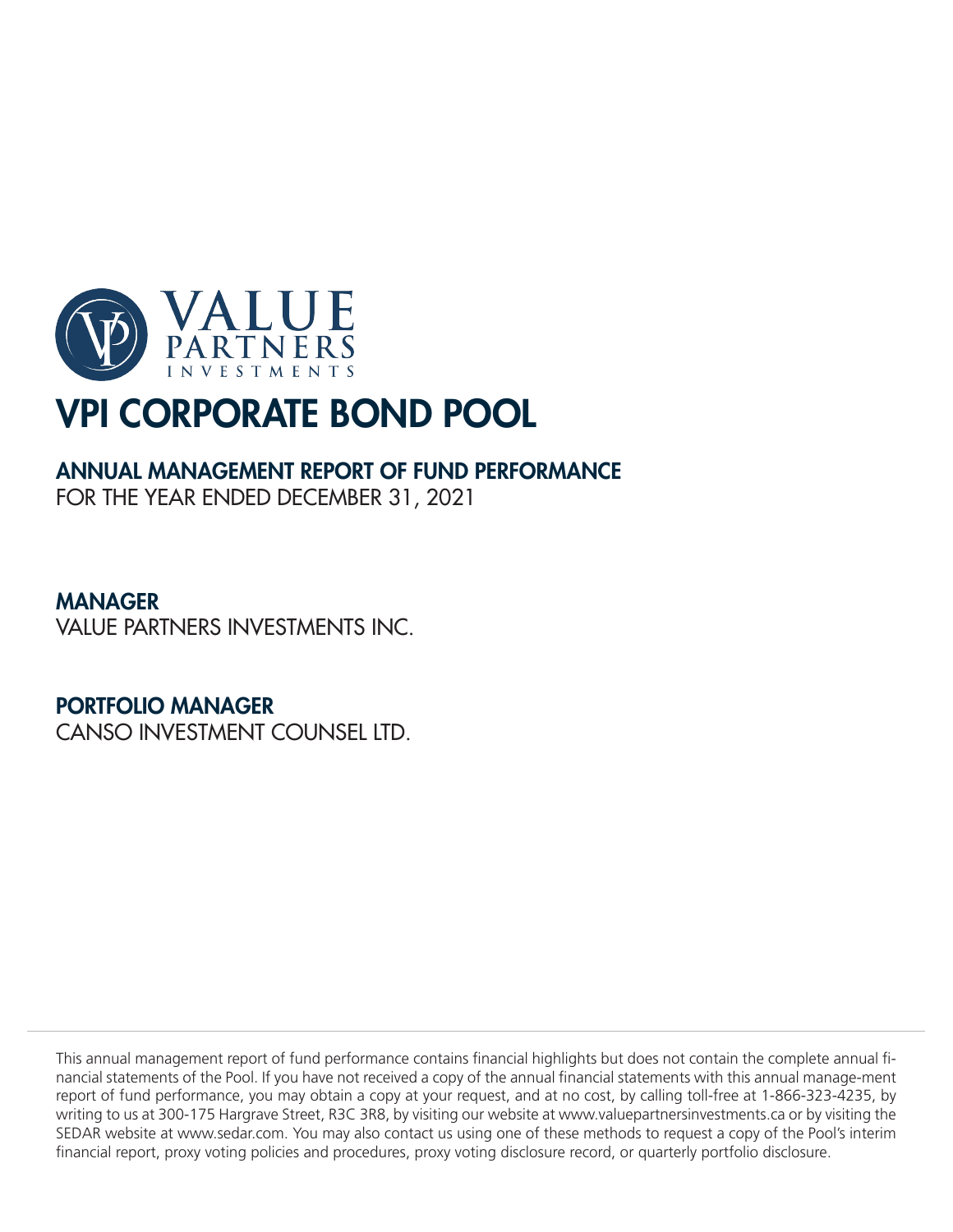VALUE PARTNERS INVESTMENTS

# VPI CORPORATE BOND POOL

## ANNUAL MANAGEMENT REPORT OF FUND PERFORMANCE

FOR THE YEAR ENDED DECEMBER 31, 2021

## MANAGER

VALUE PARTNERS INVESTMENTS INC.

## PORTFOLIO MANAGER

CANSO INVESTMENT COUNSEL LTD.

This annual management report of fund performance contains financial highlights but does not contain the complete annual financial statements of the Pool. If you have not received a copy of the annual financial statements with this annual manage-ment report of fund performance, you may obtain a copy at your request, and at no cost, by calling toll-free at 1-866-323-4235, by writing to us at 300-175 Hargrave Street, R3C 3R8, by visiting our website at www.valuepartnersinvestments.ca or by visiting the SEDAR website at www.sedar.com. You may also contact us using one of these methods to request a copy of the Pool's interim financial report, proxy voting policies and procedures, proxy voting disclosure record, or quarterly portfolio disclosure.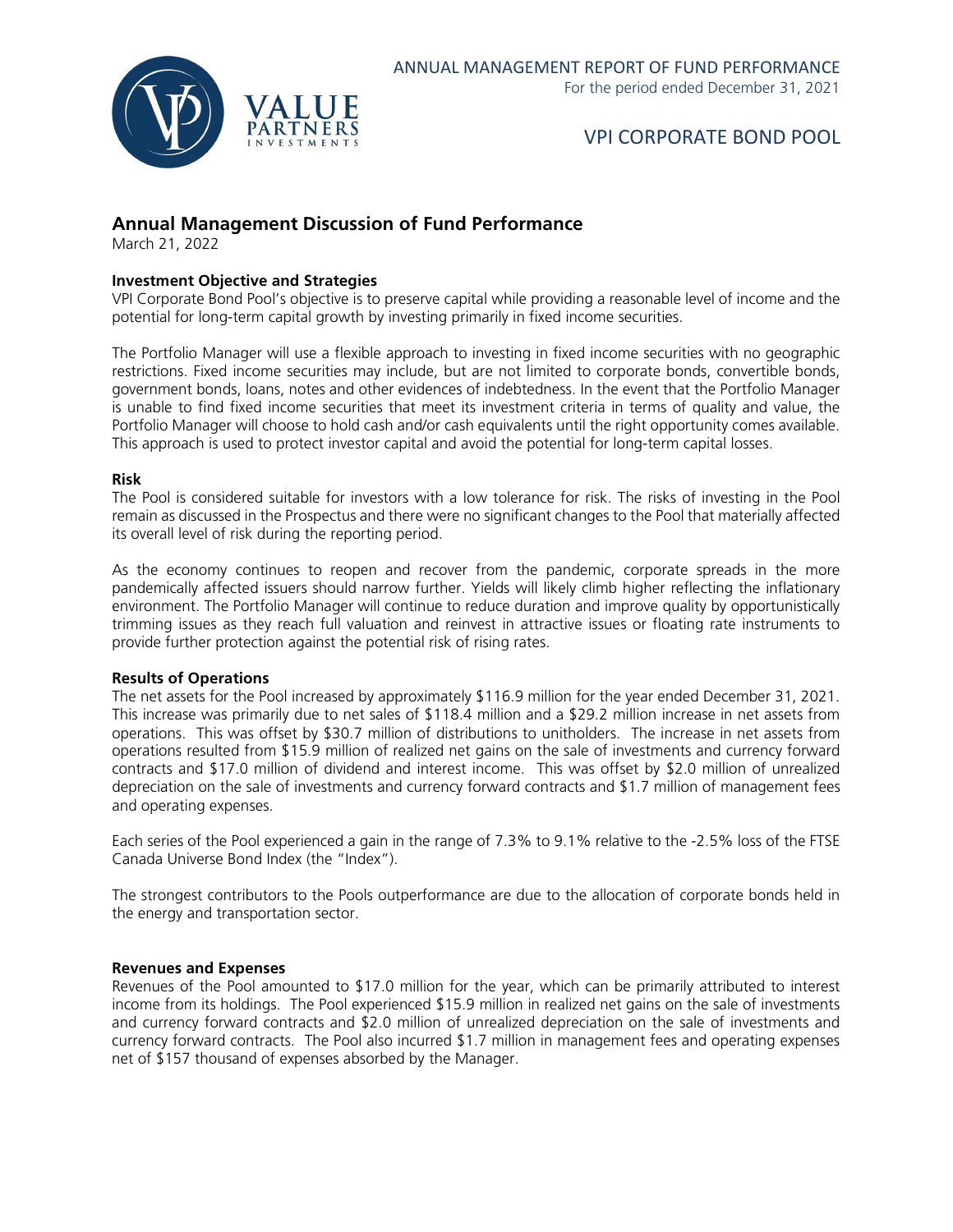# Annual Management Discussion of Fund Performance

March 21, 2022

### Investment Objective and Strategies

VPI Corporate Bond Pool's objective is to preserve capital while providing a reasonable level of income and the potential for long-term capital growth by investing primarily in fixed income securities.

The Portfolio Manager will use a flexible approach to investing in fixed income securities with no geographic restrictions. Fixed income securities may include, but are not limited to corporate bonds, convertible bonds, government bonds, loans, notes and other evidences of indebtedness. In the event that the Portfolio Manager is unable to find fixed income securities that meet its investment criteria in terms of quality and value, the Portfolio Manager will choose to hold cash and/or cash equivalents until the right opportunity comes available. This approach is used to protect investor capital and avoid the potential for long-term capital losses.

### Risk

The Pool is considered suitable for investors with a low tolerance for risk. The risks of investing in the Pool remain as discussed in the Prospectus and there were no significant changes to the Pool that materially affected its overall level of risk during the reporting period.

As the economy continues to reopen and recover from the pandemic, corporate spreads in the more pandemically affected issuers should narrow further. Yields will likely climb higher reflecting the inflationary environment. The Portfolio Manager will continue to reduce duration and improve quality by opportunistically trimming issues as they reach full valuation and reinvest in attractive issues or floating rate instruments to provide further protection against the potential risk of rising rates.

### Results of Operations

The net assets for the Pool increased by approximately $116.9 million for the year ended December 31, 2021. This increase was primarily due to net sales of $118.4 million and a $29.2 million increase in net assets from operations. This was offset by $30.7 million of distributions to unitholders. The increase in net assets from operations resulted from $15.9 million of realized net gains on the sale of investments and currency forward contracts and $17.0 million of dividend and interest income. This was offset by $2.0 million of unrealized depreciation on the sale of investments and currency forward contracts and $1.7 million of management fees and operating expenses.

Each series of the Pool experienced a gain in the range of 7.3% to 9.1% relative to the -2.5% loss of the FTSE Canada Universe Bond Index (the "Index").

The strongest contributors to the Pools outperformance are due to the allocation of corporate bonds held in the energy and transportation sector.

### Revenues and Expenses

Revenues of the Pool amounted to $17.0 million for the year, which can be primarily attributed to interest income from its holdings. The Pool experienced $15.9 million in realized net gains on the sale of investments and currency forward contracts and $2.0 million of unrealized depreciation on the sale of investments and currency forward contracts. The Pool also incurred $1.7 million in management fees and operating expenses net of $157 thousand of expenses absorbed by the Manager.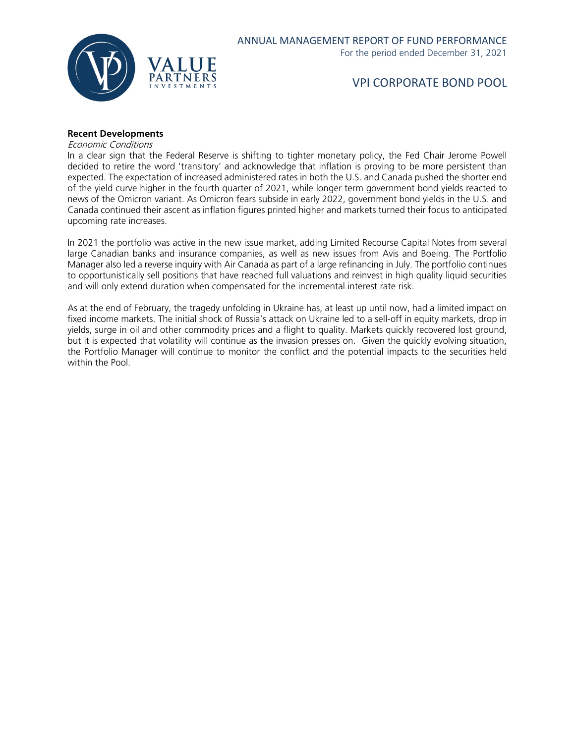**Recent Developments**

*Economic Conditions*

In a clear sign that the Federal Reserve is shifting to tighter monetary policy, the Fed Chair Jerome Powell decided to retire the word 'transitory' and acknowledge that inflation is proving to be more persistent than expected. The expectation of increased administered rates in both the U.S. and Canada pushed the shorter end of the yield curve higher in the fourth quarter of 2021, while longer term government bond yields reacted to news of the Omicron variant. As Omicron fears subside in early 2022, government bond yields in the U.S. and Canada continued their ascent as inflation figures printed higher and markets turned their focus to anticipated upcoming rate increases.

In 2021 the portfolio was active in the new issue market, adding Limited Recourse Capital Notes from several large Canadian banks and insurance companies, as well as new issues from Avis and Boeing. The Portfolio Manager also led a reverse inquiry with Air Canada as part of a large refinancing in July. The portfolio continues to opportunistically sell positions that have reached full valuations and reinvest in high quality liquid securities and will only extend duration when compensated for the incremental interest rate risk.

As at the end of February, the tragedy unfolding in Ukraine has, at least up until now, had a limited impact on fixed income markets. The initial shock of Russia's attack on Ukraine led to a sell-off in equity markets, drop in yields, surge in oil and other commodity prices and a flight to quality. Markets quickly recovered lost ground, but it is expected that volatility will continue as the invasion presses on. Given the quickly evolving situation, the Portfolio Manager will continue to monitor the conflict and the potential impacts to the securities held within the Pool.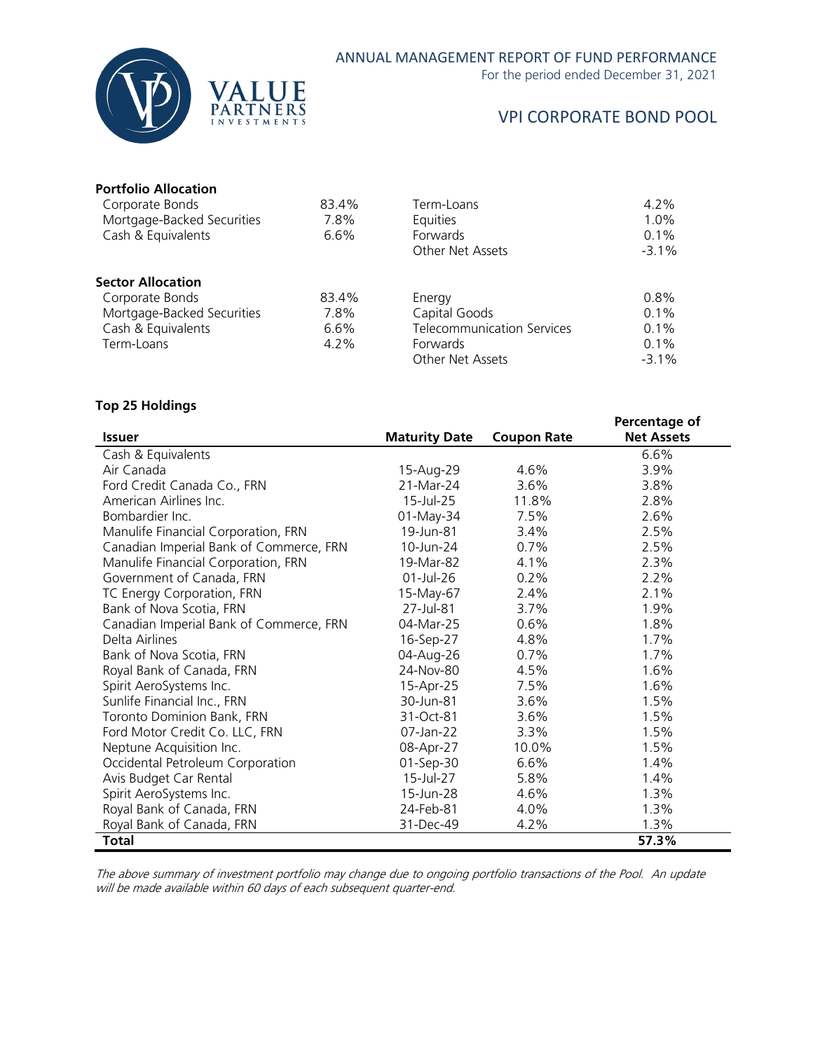### Portfolio Allocation

| | | | |
|---|---|---|---|
| Corporate Bonds | 83.4% | Term-Loans | 4.2% |
| Mortgage-Backed Securities | 7.8% | Equities | 1.0% |
| Cash & Equivalents | 6.6% | Forwards | 0.1% |
| | | Other Net Assets | -3.1% |

### Sector Allocation

| | | | |
|---|---|---|---|
| Corporate Bonds | 83.4% | Energy | 0.8% |
| Mortgage-Backed Securities | 7.8% | Capital Goods | 0.1% |
| Cash & Equivalents | 6.6% | Telecommunication Services | 0.1% |
| Term-Loans | 4.2% | Forwards | 0.1% |
| | | Other Net Assets | -3.1% |

### Top 25 Holdings

| Issuer | Maturity Date | Coupon Rate | Percentage of Net Assets |
|---|---|---|---|
| Cash & Equivalents | | | 6.6% |
| Air Canada | 15-Aug-29 | 4.6% | 3.9% |
| Ford Credit Canada Co., FRN | 21-Mar-24 | 3.6% | 3.8% |
| American Airlines Inc. | 15-Jul-25 | 11.8% | 2.8% |
| Bombardier Inc. | 01-May-34 | 7.5% | 2.6% |
| Manulife Financial Corporation, FRN | 19-Jun-81 | 3.4% | 2.5% |
| Canadian Imperial Bank of Commerce, FRN | 10-Jun-24 | 0.7% | 2.5% |
| Manulife Financial Corporation, FRN | 19-Mar-82 | 4.1% | 2.3% |
| Government of Canada, FRN | 01-Jul-26 | 0.2% | 2.2% |
| TC Energy Corporation, FRN | 15-May-67 | 2.4% | 2.1% |
| Bank of Nova Scotia, FRN | 27-Jul-81 | 3.7% | 1.9% |
| Canadian Imperial Bank of Commerce, FRN | 04-Mar-25 | 0.6% | 1.8% |
| Delta Airlines | 16-Sep-27 | 4.8% | 1.7% |
| Bank of Nova Scotia, FRN | 04-Aug-26 | 0.7% | 1.7% |
| Royal Bank of Canada, FRN | 24-Nov-80 | 4.5% | 1.6% |
| Spirit AeroSystems Inc. | 15-Apr-25 | 7.5% | 1.6% |
| Sunlife Financial Inc., FRN | 30-Jun-81 | 3.6% | 1.5% |
| Toronto Dominion Bank, FRN | 31-Oct-81 | 3.6% | 1.5% |
| Ford Motor Credit Co. LLC, FRN | 07-Jan-22 | 3.3% | 1.5% |
| Neptune Acquisition Inc. | 08-Apr-27 | 10.0% | 1.5% |
| Occidental Petroleum Corporation | 01-Sep-30 | 6.6% | 1.4% |
| Avis Budget Car Rental | 15-Jul-27 | 5.8% | 1.4% |
| Spirit AeroSystems Inc. | 15-Jun-28 | 4.6% | 1.3% |
| Royal Bank of Canada, FRN | 24-Feb-81 | 4.0% | 1.3% |
| Royal Bank of Canada, FRN | 31-Dec-49 | 4.2% | 1.3% |
| **Total** | | | **57.3%** |

*The above summary of investment portfolio may change due to ongoing portfolio transactions of the Pool. An update will be made available within 60 days of each subsequent quarter-end.*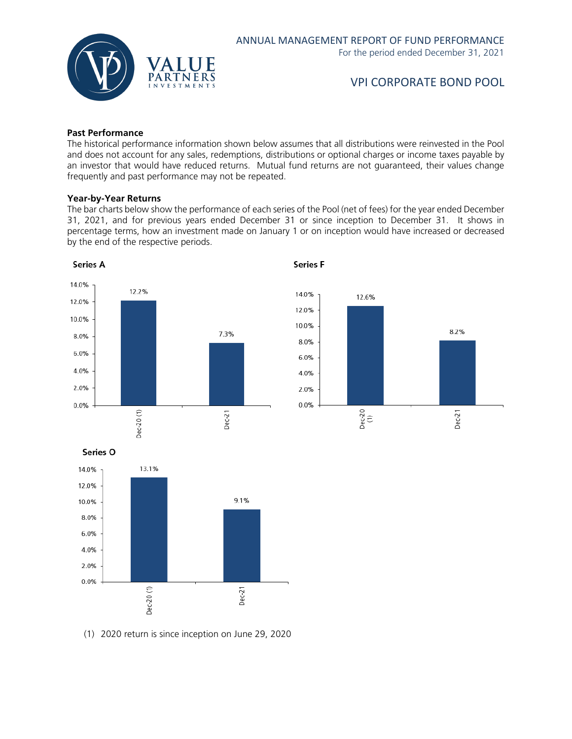## Past Performance

The historical performance information shown below assumes that all distributions were reinvested in the Pool and does not account for any sales, redemptions, distributions or optional charges or income taxes payable by an investor that would have reduced returns. Mutual fund returns are not guaranteed, their values change frequently and past performance may not be repeated.

### Year-by-Year Returns

The bar charts below show the performance of each series of the Pool (net of fees) for the year ended December 31, 2021, and for previous years ended December 31 or since inception to December 31. It shows in percentage terms, how an investment made on January 1 or on inception would have increased or decreased by the end of the respective periods.

**Series A**

| Period | Return |
|---|---|
| Dec-20 (1) | 12.2% |
| Dec-21 | 7.3% |

**Series F**

| Period | Return |
|---|---|
| Dec-20 (1) | 12.6% |
| Dec-21 | 8.2% |

**Series O**

| Period | Return |
|---|---|
| Dec-20 (1) | 13.1% |
| Dec-21 | 9.1% |

(1) 2020 return is since inception on June 29, 2020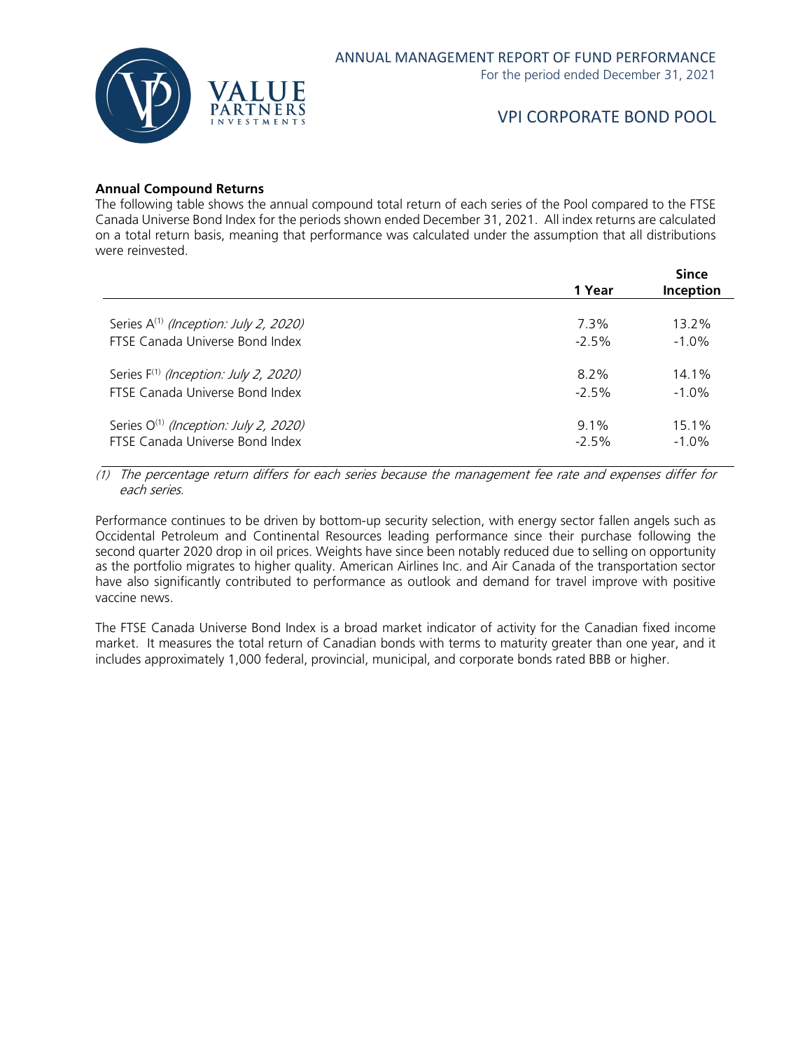### Annual Compound Returns

The following table shows the annual compound total return of each series of the Pool compared to the FTSE Canada Universe Bond Index for the periods shown ended December 31, 2021. All index returns are calculated on a total return basis, meaning that performance was calculated under the assumption that all distributions were reinvested.

| | 1 Year | Since Inception |
|---|---|---|
| Series A[(1)] *(Inception: July 2, 2020)* | 7.3% | 13.2% |
| FTSE Canada Universe Bond Index | -2.5% | -1.0% |
| Series F[(1)] *(Inception: July 2, 2020)* | 8.2% | 14.1% |
| FTSE Canada Universe Bond Index | -2.5% | -1.0% |
| Series O[(1)] *(Inception: July 2, 2020)* | 9.1% | 15.1% |
| FTSE Canada Universe Bond Index | -2.5% | -1.0% |

*(1) The percentage return differs for each series because the management fee rate and expenses differ for each series.*

Performance continues to be driven by bottom-up security selection, with energy sector fallen angels such as Occidental Petroleum and Continental Resources leading performance since their purchase following the second quarter 2020 drop in oil prices. Weights have since been notably reduced due to selling on opportunity as the portfolio migrates to higher quality. American Airlines Inc. and Air Canada of the transportation sector have also significantly contributed to performance as outlook and demand for travel improve with positive vaccine news.

The FTSE Canada Universe Bond Index is a broad market indicator of activity for the Canadian fixed income market. It measures the total return of Canadian bonds with terms to maturity greater than one year, and it includes approximately 1,000 federal, provincial, municipal, and corporate bonds rated BBB or higher.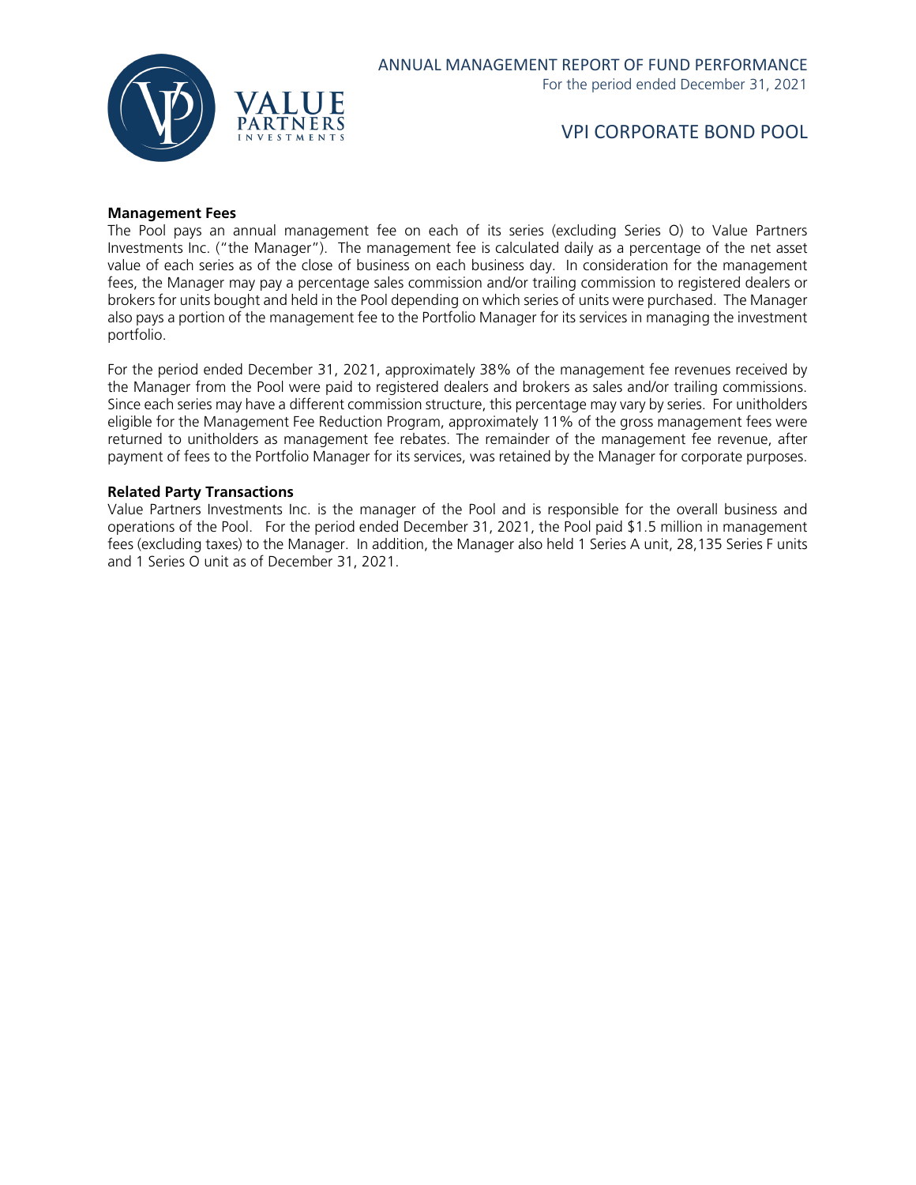### Management Fees

The Pool pays an annual management fee on each of its series (excluding Series O) to Value Partners Investments Inc. ("the Manager"). The management fee is calculated daily as a percentage of the net asset value of each series as of the close of business on each business day. In consideration for the management fees, the Manager may pay a percentage sales commission and/or trailing commission to registered dealers or brokers for units bought and held in the Pool depending on which series of units were purchased. The Manager also pays a portion of the management fee to the Portfolio Manager for its services in managing the investment portfolio.

For the period ended December 31, 2021, approximately 38% of the management fee revenues received by the Manager from the Pool were paid to registered dealers and brokers as sales and/or trailing commissions. Since each series may have a different commission structure, this percentage may vary by series. For unitholders eligible for the Management Fee Reduction Program, approximately 11% of the gross management fees were returned to unitholders as management fee rebates. The remainder of the management fee revenue, after payment of fees to the Portfolio Manager for its services, was retained by the Manager for corporate purposes.

### Related Party Transactions

Value Partners Investments Inc. is the manager of the Pool and is responsible for the overall business and operations of the Pool. For the period ended December 31, 2021, the Pool paid $1.5 million in management fees (excluding taxes) to the Manager. In addition, the Manager also held 1 Series A unit, 28,135 Series F units and 1 Series O unit as of December 31, 2021.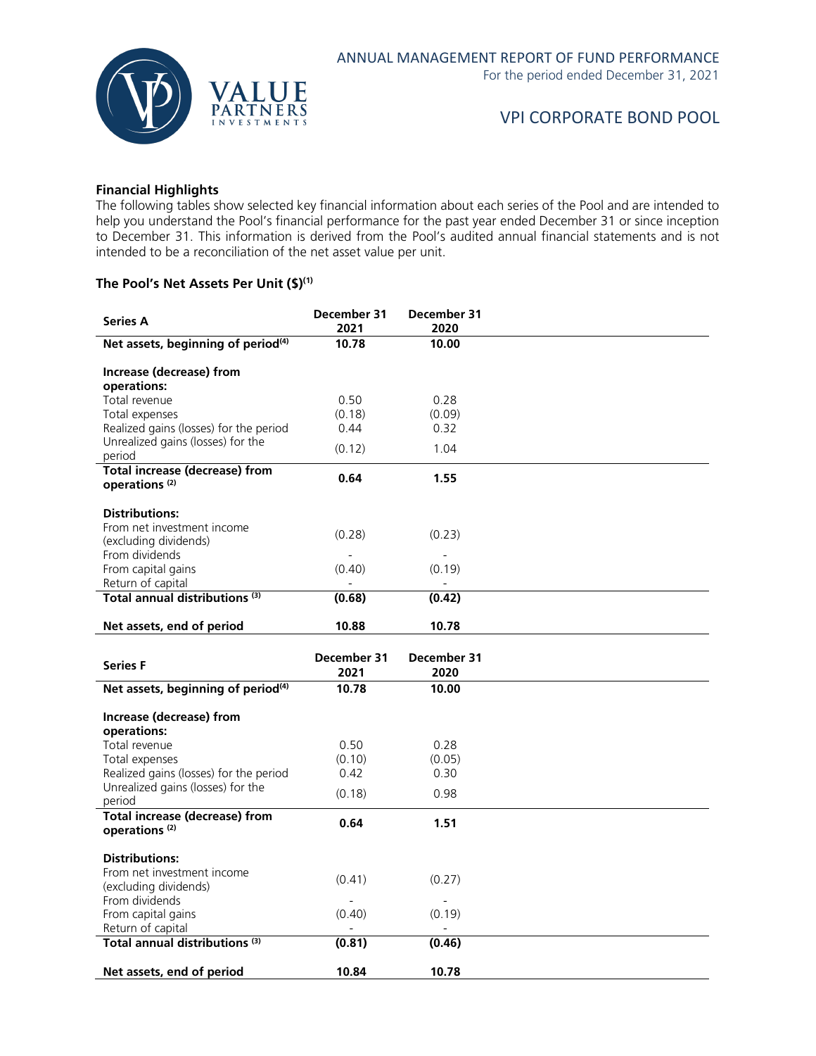## Financial Highlights

The following tables show selected key financial information about each series of the Pool and are intended to help you understand the Pool's financial performance for the past year ended December 31 or since inception to December 31. This information is derived from the Pool's audited annual financial statements and is not intended to be a reconciliation of the net asset value per unit.

### The Pool's Net Assets Per Unit ($)(1)

| Series A | December 31 2021 | December 31 2020 |
|---|---|---|
| **Net assets, beginning of period(4)** | **10.78** | **10.00** |
| **Increase (decrease) from operations:** | | |
| Total revenue | 0.50 | 0.28 |
| Total expenses | (0.18) | (0.09) |
| Realized gains (losses) for the period | 0.44 | 0.32 |
| Unrealized gains (losses) for the period | (0.12) | 1.04 |
| **Total increase (decrease) from operations (2)** | **0.64** | **1.55** |
| **Distributions:** | | |
| From net investment income (excluding dividends) | (0.28) | (0.23) |
| From dividends | - | - |
| From capital gains | (0.40) | (0.19) |
| Return of capital | - | - |
| **Total annual distributions (3)** | **(0.68)** | **(0.42)** |
| **Net assets, end of period** | **10.88** | **10.78** |

| Series F | December 31 2021 | December 31 2020 |
|---|---|---|
| **Net assets, beginning of period(4)** | **10.78** | **10.00** |
| **Increase (decrease) from operations:** | | |
| Total revenue | 0.50 | 0.28 |
| Total expenses | (0.10) | (0.05) |
| Realized gains (losses) for the period | 0.42 | 0.30 |
| Unrealized gains (losses) for the period | (0.18) | 0.98 |
| **Total increase (decrease) from operations (2)** | **0.64** | **1.51** |
| **Distributions:** | | |
| From net investment income (excluding dividends) | (0.41) | (0.27) |
| From dividends | - | - |
| From capital gains | (0.40) | (0.19) |
| Return of capital | - | - |
| **Total annual distributions (3)** | **(0.81)** | **(0.46)** |
| **Net assets, end of period** | **10.84** | **10.78** |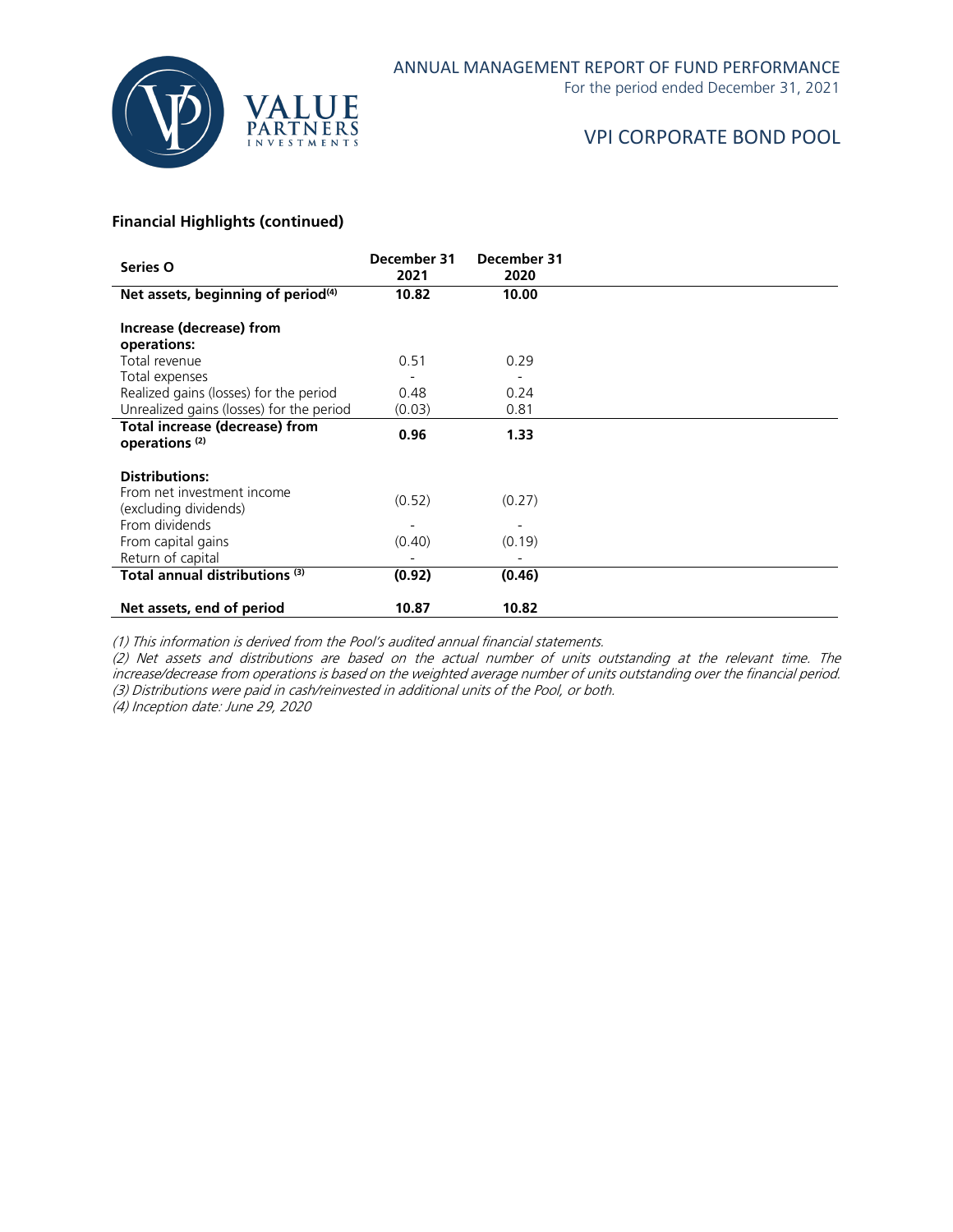## Financial Highlights (continued)

| Series O | December 31 2021 | December 31 2020 |
|---|---|---|
| **Net assets, beginning of period[(4)]** | **10.82** | **10.00** |
| **Increase (decrease) from operations:** | | |
| Total revenue | 0.51 | 0.29 |
| Total expenses | - | - |
| Realized gains (losses) for the period | 0.48 | 0.24 |
| Unrealized gains (losses) for the period | (0.03) | 0.81 |
| **Total increase (decrease) from operations [(2)]** | **0.96** | **1.33** |
| **Distributions:** | | |
| From net investment income (excluding dividends) | (0.52) | (0.27) |
| From dividends | - | - |
| From capital gains | (0.40) | (0.19) |
| Return of capital | - | - |
| **Total annual distributions [(3)]** | **(0.92)** | **(0.46)** |
| **Net assets, end of period** | **10.87** | **10.82** |

*(1) This information is derived from the Pool's audited annual financial statements.*
*(2) Net assets and distributions are based on the actual number of units outstanding at the relevant time. The increase/decrease from operations is based on the weighted average number of units outstanding over the financial period.*
*(3) Distributions were paid in cash/reinvested in additional units of the Pool, or both.*
*(4) Inception date: June 29, 2020*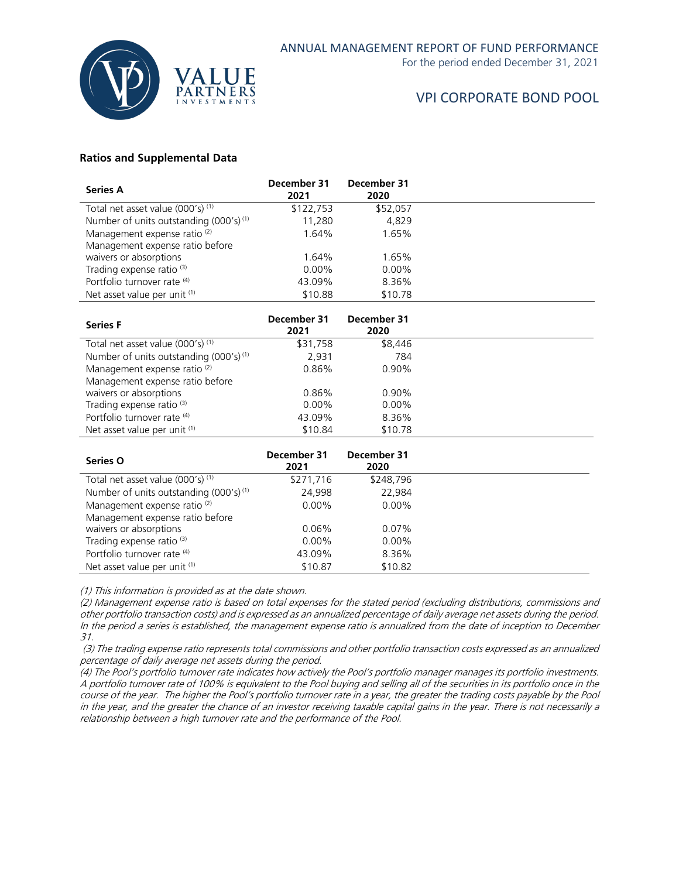## Ratios and Supplemental Data

| Series A | December 31 2021 | December 31 2020 |
|---|---|---|
| Total net asset value (000's) (1) | $122,753 | $52,057 |
| Number of units outstanding (000's) (1) | 11,280 | 4,829 |
| Management expense ratio (2) | 1.64% | 1.65% |
| Management expense ratio before waivers or absorptions | 1.64% | 1.65% |
| Trading expense ratio (3) | 0.00% | 0.00% |
| Portfolio turnover rate (4) | 43.09% | 8.36% |
| Net asset value per unit (1) | $10.88 | $10.78 |

| Series F | December 31 2021 | December 31 2020 |
|---|---|---|
| Total net asset value (000's) (1) | $31,758 | $8,446 |
| Number of units outstanding (000's) (1) | 2,931 | 784 |
| Management expense ratio (2) | 0.86% | 0.90% |
| Management expense ratio before waivers or absorptions | 0.86% | 0.90% |
| Trading expense ratio (3) | 0.00% | 0.00% |
| Portfolio turnover rate (4) | 43.09% | 8.36% |
| Net asset value per unit (1) | $10.84 | $10.78 |

| Series O | December 31 2021 | December 31 2020 |
|---|---|---|
| Total net asset value (000's) (1) | $271,716 | $248,796 |
| Number of units outstanding (000's) (1) | 24,998 | 22,984 |
| Management expense ratio (2) | 0.00% | 0.00% |
| Management expense ratio before waivers or absorptions | 0.06% | 0.07% |
| Trading expense ratio (3) | 0.00% | 0.00% |
| Portfolio turnover rate (4) | 43.09% | 8.36% |
| Net asset value per unit (1) | $10.87 | $10.82 |

*(1) This information is provided as at the date shown.*

*(2) Management expense ratio is based on total expenses for the stated period (excluding distributions, commissions and other portfolio transaction costs) and is expressed as an annualized percentage of daily average net assets during the period. In the period a series is established, the management expense ratio is annualized from the date of inception to December 31.*

*(3) The trading expense ratio represents total commissions and other portfolio transaction costs expressed as an annualized percentage of daily average net assets during the period.*

*(4) The Pool's portfolio turnover rate indicates how actively the Pool's portfolio manager manages its portfolio investments. A portfolio turnover rate of 100% is equivalent to the Pool buying and selling all of the securities in its portfolio once in the course of the year. The higher the Pool's portfolio turnover rate in a year, the greater the trading costs payable by the Pool in the year, and the greater the chance of an investor receiving taxable capital gains in the year. There is not necessarily a relationship between a high turnover rate and the performance of the Pool.*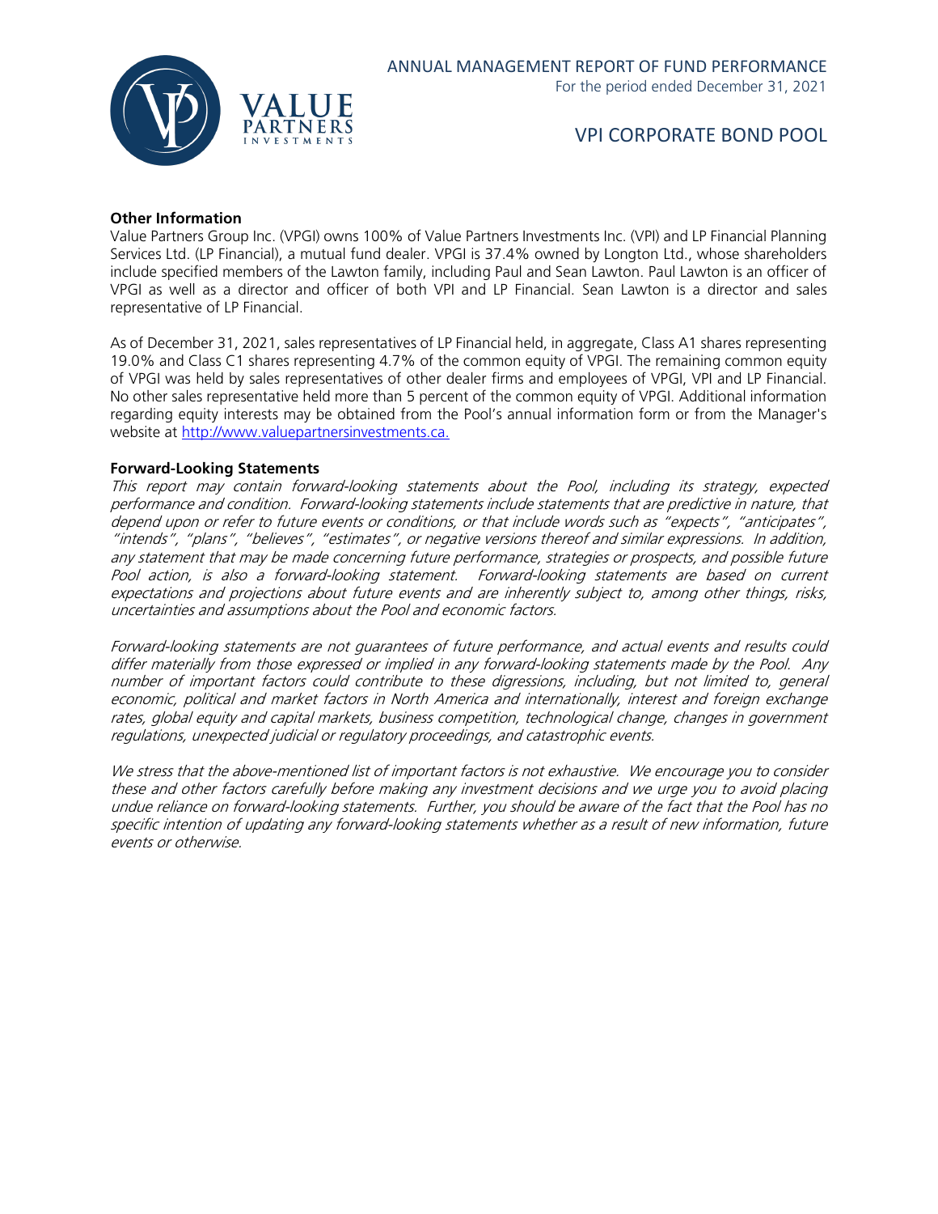## Other Information

Value Partners Group Inc. (VPGI) owns 100% of Value Partners Investments Inc. (VPI) and LP Financial Planning Services Ltd. (LP Financial), a mutual fund dealer. VPGI is 37.4% owned by Longton Ltd., whose shareholders include specified members of the Lawton family, including Paul and Sean Lawton. Paul Lawton is an officer of VPGI as well as a director and officer of both VPI and LP Financial. Sean Lawton is a director and sales representative of LP Financial.

As of December 31, 2021, sales representatives of LP Financial held, in aggregate, Class A1 shares representing 19.0% and Class C1 shares representing 4.7% of the common equity of VPGI. The remaining common equity of VPGI was held by sales representatives of other dealer firms and employees of VPGI, VPI and LP Financial. No other sales representative held more than 5 percent of the common equity of VPGI. Additional information regarding equity interests may be obtained from the Pool's annual information form or from the Manager's website at http://www.valuepartnersinvestments.ca.

## Forward-Looking Statements

*This report may contain forward-looking statements about the Pool, including its strategy, expected performance and condition. Forward-looking statements include statements that are predictive in nature, that depend upon or refer to future events or conditions, or that include words such as "expects", "anticipates", "intends", "plans", "believes", "estimates", or negative versions thereof and similar expressions. In addition, any statement that may be made concerning future performance, strategies or prospects, and possible future Pool action, is also a forward-looking statement. Forward-looking statements are based on current expectations and projections about future events and are inherently subject to, among other things, risks, uncertainties and assumptions about the Pool and economic factors.*

*Forward-looking statements are not guarantees of future performance, and actual events and results could differ materially from those expressed or implied in any forward-looking statements made by the Pool. Any number of important factors could contribute to these digressions, including, but not limited to, general economic, political and market factors in North America and internationally, interest and foreign exchange rates, global equity and capital markets, business competition, technological change, changes in government regulations, unexpected judicial or regulatory proceedings, and catastrophic events.*

*We stress that the above-mentioned list of important factors is not exhaustive. We encourage you to consider these and other factors carefully before making any investment decisions and we urge you to avoid placing undue reliance on forward-looking statements. Further, you should be aware of the fact that the Pool has no specific intention of updating any forward-looking statements whether as a result of new information, future events or otherwise.*